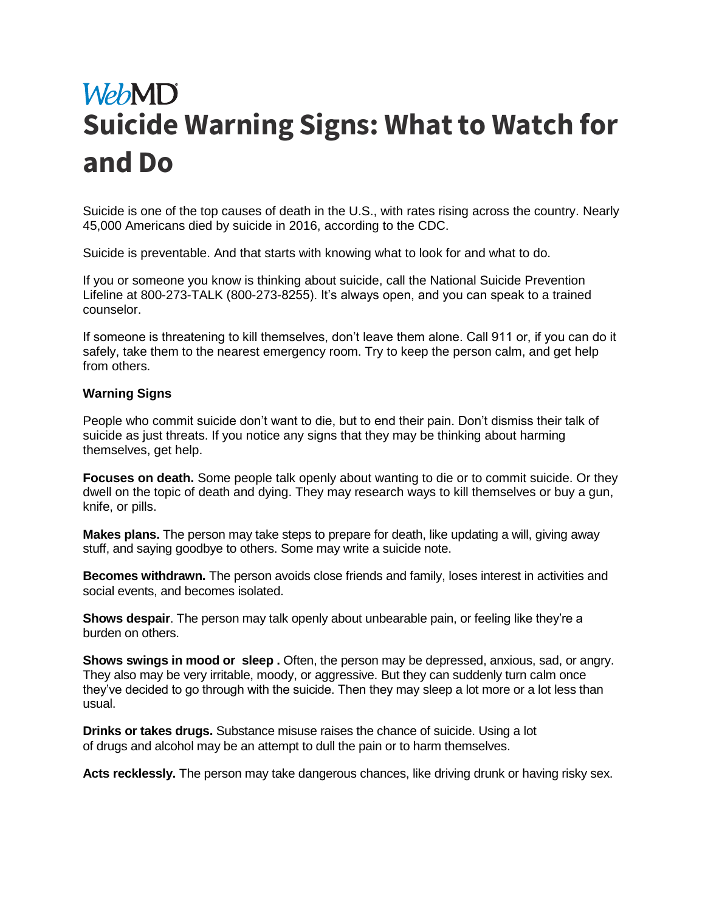WebMD

# Suicide Warning Signs: What to Watch for and Do

Suicide is one of the top causes of death in the U.S., with rates rising across the country. Nearly 45,000 Americans died by suicide in 2016, according to the CDC.

Suicide is preventable. And that starts with knowing what to look for and what to do.

If you or someone you know is thinking about suicide, call the National Suicide Prevention Lifeline at 800-273-TALK (800-273-8255). It's always open, and you can speak to a trained counselor.

If someone is threatening to kill themselves, don't leave them alone. Call 911 or, if you can do it safely, take them to the nearest emergency room. Try to keep the person calm, and get help from others.

**Warning Signs**

People who commit suicide don't want to die, but to end their pain. Don't dismiss their talk of suicide as just threats. If you notice any signs that they may be thinking about harming themselves, get help.

**Focuses on death.** Some people talk openly about wanting to die or to commit suicide. Or they dwell on the topic of death and dying. They may research ways to kill themselves or buy a gun, knife, or pills.

**Makes plans.** The person may take steps to prepare for death, like updating a will, giving away stuff, and saying goodbye to others. Some may write a suicide note.

**Becomes withdrawn.** The person avoids close friends and family, loses interest in activities and social events, and becomes isolated.

**Shows despair**. The person may talk openly about unbearable pain, or feeling like they're a burden on others.

**Shows swings in mood or sleep .** Often, the person may be depressed, anxious, sad, or angry. They also may be very irritable, moody, or aggressive. But they can suddenly turn calm once they've decided to go through with the suicide. Then they may sleep a lot more or a lot less than usual.

**Drinks or takes drugs.** Substance misuse raises the chance of suicide. Using a lot of drugs and alcohol may be an attempt to dull the pain or to harm themselves.

**Acts recklessly.** The person may take dangerous chances, like driving drunk or having risky sex.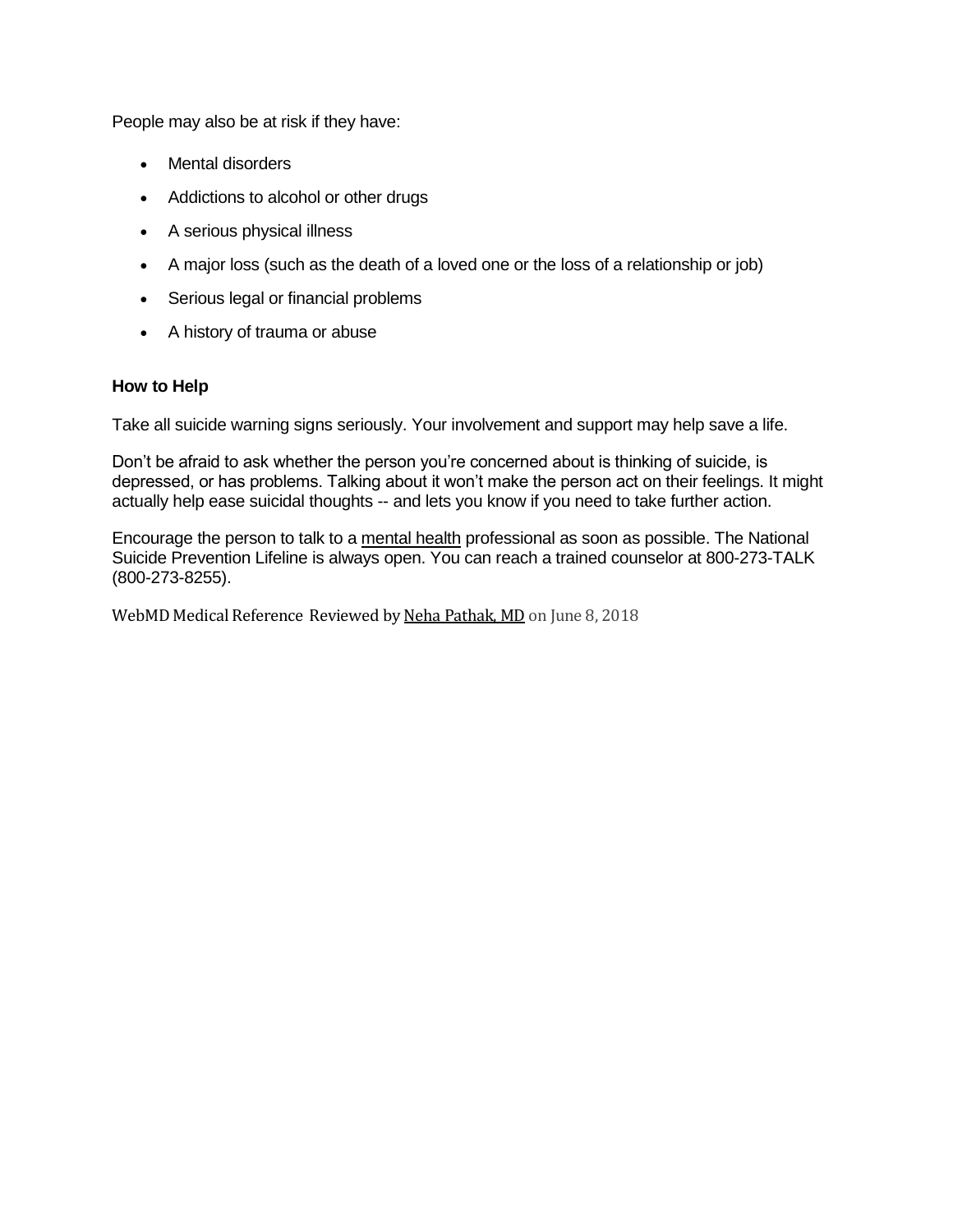People may also be at risk if they have:

- Mental disorders
- Addictions to alcohol or other drugs
- A serious physical illness
- A major loss (such as the death of a loved one or the loss of a relationship or job)
- Serious legal or financial problems
- A history of trauma or abuse

**How to Help**

Take all suicide warning signs seriously. Your involvement and support may help save a life.

Don't be afraid to ask whether the person you're concerned about is thinking of suicide, is depressed, or has problems. Talking about it won't make the person act on their feelings. It might actually help ease suicidal thoughts -- and lets you know if you need to take further action.

Encourage the person to talk to a mental health professional as soon as possible. The National Suicide Prevention Lifeline is always open. You can reach a trained counselor at 800-273-TALK (800-273-8255).

WebMD Medical Reference Reviewed by Neha Pathak, MD on June 8, 2018